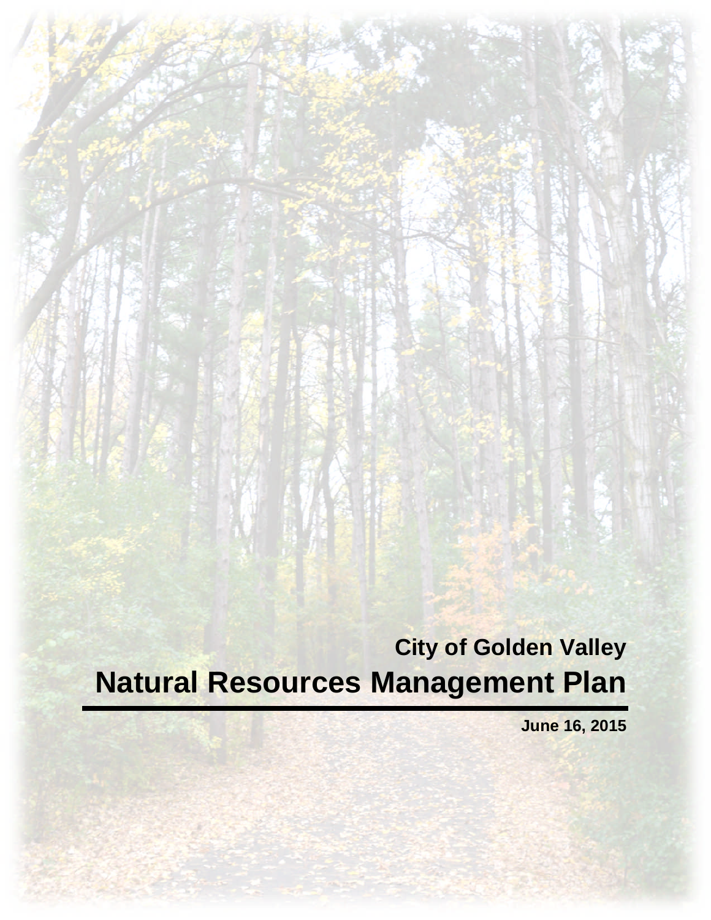## City of Golden Valley

# Natural Resources Management Plan

**June 16, 2015**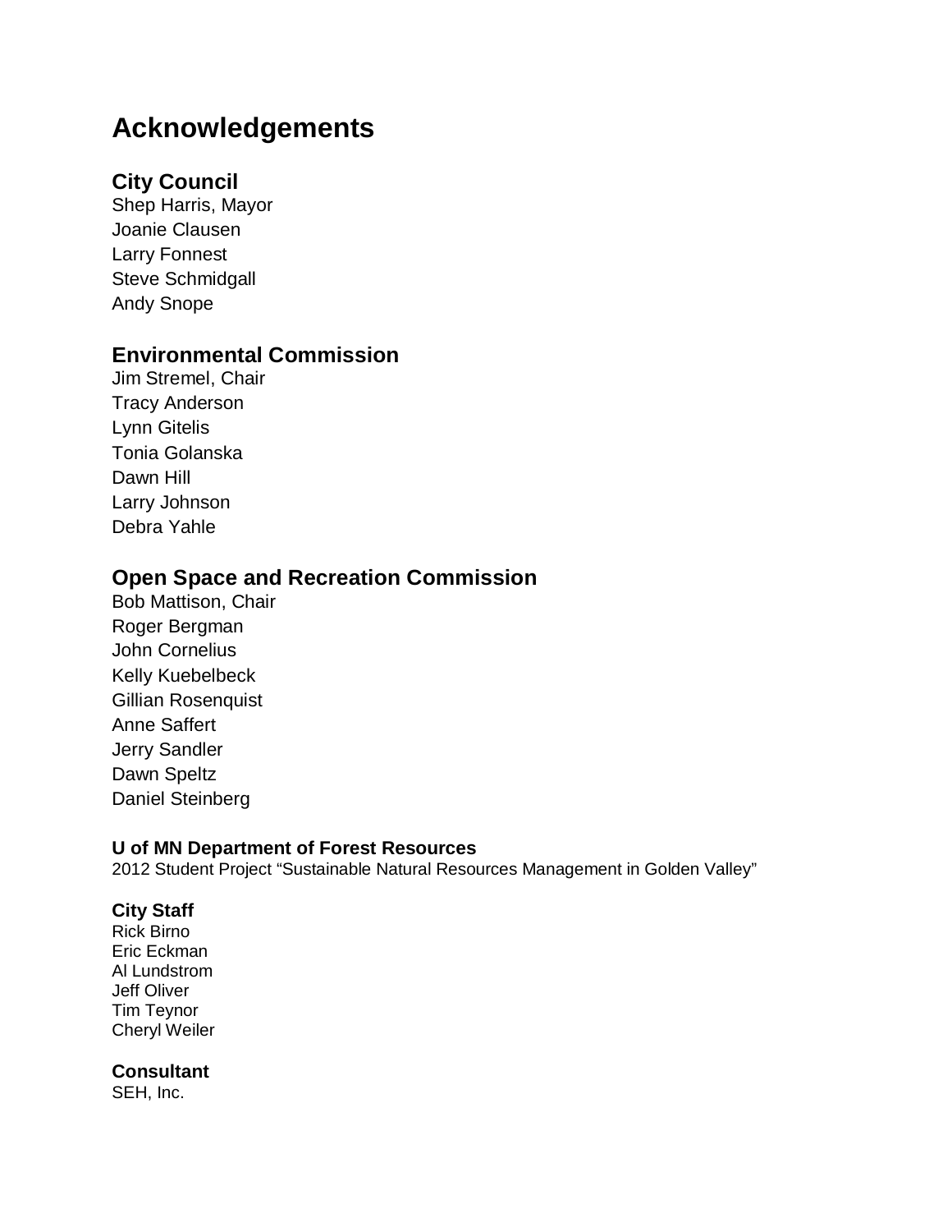# Acknowledgements

## City Council

Shep Harris, Mayor
Joanie Clausen
Larry Fonnest
Steve Schmidgall
Andy Snope

## Environmental Commission

Jim Stremel, Chair
Tracy Anderson
Lynn Gitelis
Tonia Golanska
Dawn Hill
Larry Johnson
Debra Yahle

## Open Space and Recreation Commission

Bob Mattison, Chair
Roger Bergman
John Cornelius
Kelly Kuebelbeck
Gillian Rosenquist
Anne Saffert
Jerry Sandler
Dawn Speltz
Daniel Steinberg

### U of MN Department of Forest Resources

2012 Student Project “Sustainable Natural Resources Management in Golden Valley”

### City Staff

Rick Birno
Eric Eckman
Al Lundstrom
Jeff Oliver
Tim Teynor
Cheryl Weiler

### Consultant

SEH, Inc.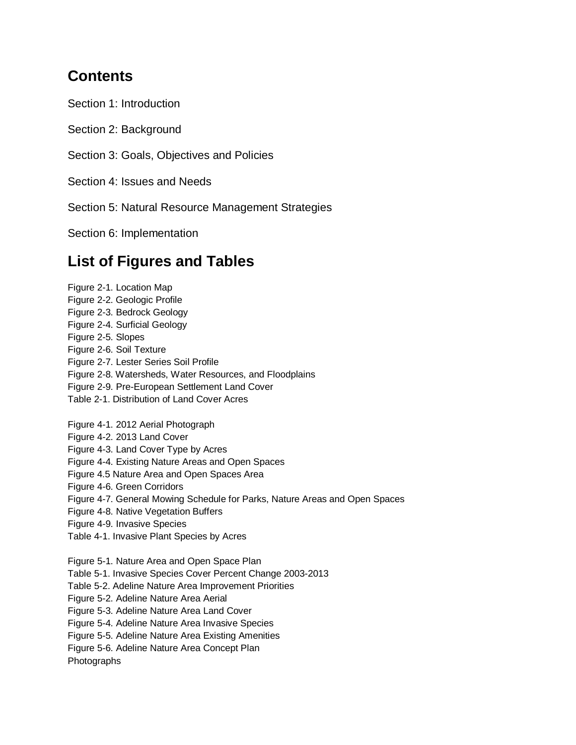# Contents

Section 1: Introduction

Section 2: Background

Section 3: Goals, Objectives and Policies

Section 4: Issues and Needs

Section 5: Natural Resource Management Strategies

Section 6: Implementation

# List of Figures and Tables

Figure 2-1. Location Map
Figure 2-2. Geologic Profile
Figure 2-3. Bedrock Geology
Figure 2-4. Surficial Geology
Figure 2-5. Slopes
Figure 2-6. Soil Texture
Figure 2-7. Lester Series Soil Profile
Figure 2-8. Watersheds, Water Resources, and Floodplains
Figure 2-9. Pre-European Settlement Land Cover
Table 2-1. Distribution of Land Cover Acres

Figure 4-1. 2012 Aerial Photograph
Figure 4-2. 2013 Land Cover
Figure 4-3. Land Cover Type by Acres
Figure 4-4. Existing Nature Areas and Open Spaces
Figure 4.5 Nature Area and Open Spaces Area
Figure 4-6. Green Corridors
Figure 4-7. General Mowing Schedule for Parks, Nature Areas and Open Spaces
Figure 4-8. Native Vegetation Buffers
Figure 4-9. Invasive Species
Table 4-1. Invasive Plant Species by Acres

Figure 5-1. Nature Area and Open Space Plan
Table 5-1. Invasive Species Cover Percent Change 2003-2013
Table 5-2. Adeline Nature Area Improvement Priorities
Figure 5-2. Adeline Nature Area Aerial
Figure 5-3. Adeline Nature Area Land Cover
Figure 5-4. Adeline Nature Area Invasive Species
Figure 5-5. Adeline Nature Area Existing Amenities
Figure 5-6. Adeline Nature Area Concept Plan
Photographs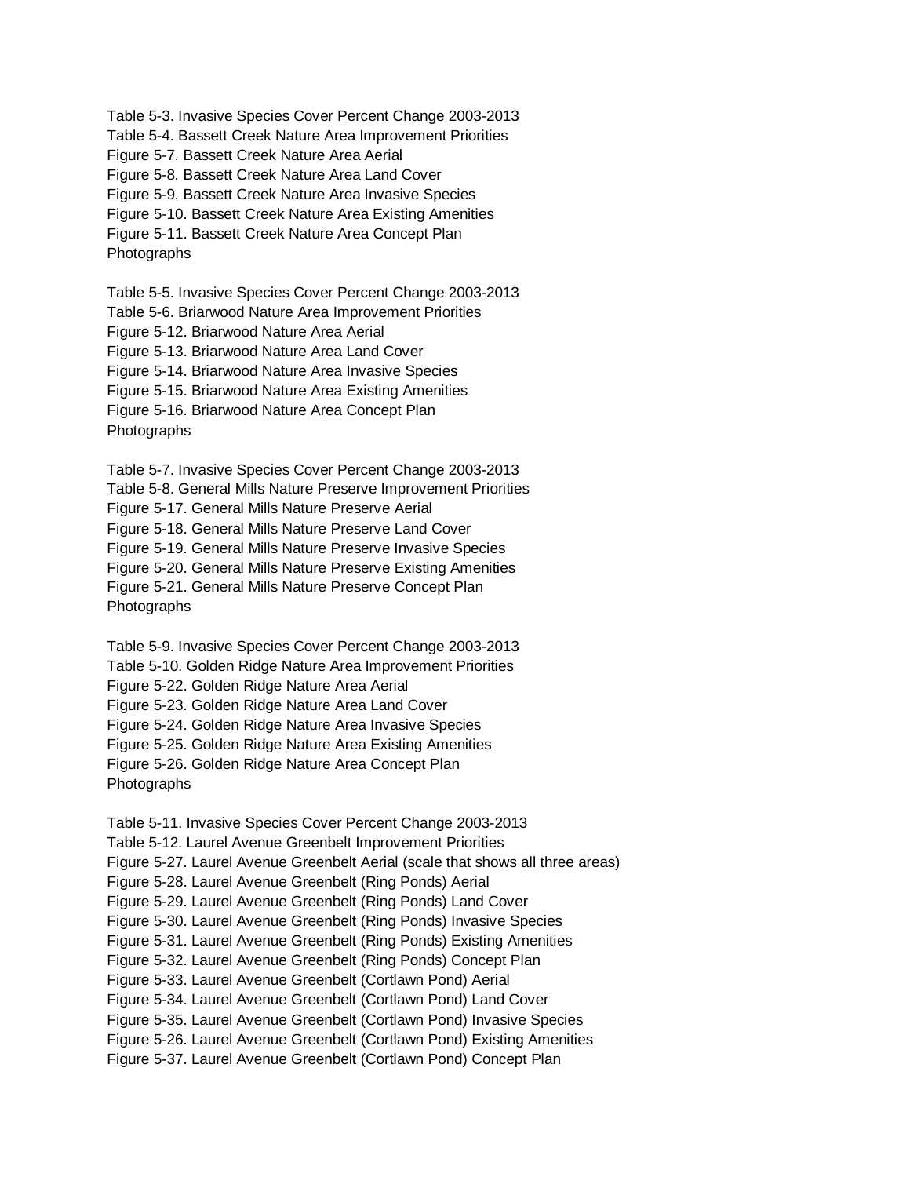Table 5-3. Invasive Species Cover Percent Change 2003-2013
Table 5-4. Bassett Creek Nature Area Improvement Priorities
Figure 5-7. Bassett Creek Nature Area Aerial
Figure 5-8. Bassett Creek Nature Area Land Cover
Figure 5-9. Bassett Creek Nature Area Invasive Species
Figure 5-10. Bassett Creek Nature Area Existing Amenities
Figure 5-11. Bassett Creek Nature Area Concept Plan
Photographs

Table 5-5. Invasive Species Cover Percent Change 2003-2013
Table 5-6. Briarwood Nature Area Improvement Priorities
Figure 5-12. Briarwood Nature Area Aerial
Figure 5-13. Briarwood Nature Area Land Cover
Figure 5-14. Briarwood Nature Area Invasive Species
Figure 5-15. Briarwood Nature Area Existing Amenities
Figure 5-16. Briarwood Nature Area Concept Plan
Photographs

Table 5-7. Invasive Species Cover Percent Change 2003-2013
Table 5-8. General Mills Nature Preserve Improvement Priorities
Figure 5-17. General Mills Nature Preserve Aerial
Figure 5-18. General Mills Nature Preserve Land Cover
Figure 5-19. General Mills Nature Preserve Invasive Species
Figure 5-20. General Mills Nature Preserve Existing Amenities
Figure 5-21. General Mills Nature Preserve Concept Plan
Photographs

Table 5-9. Invasive Species Cover Percent Change 2003-2013
Table 5-10. Golden Ridge Nature Area Improvement Priorities
Figure 5-22. Golden Ridge Nature Area Aerial
Figure 5-23. Golden Ridge Nature Area Land Cover
Figure 5-24. Golden Ridge Nature Area Invasive Species
Figure 5-25. Golden Ridge Nature Area Existing Amenities
Figure 5-26. Golden Ridge Nature Area Concept Plan
Photographs

Table 5-11. Invasive Species Cover Percent Change 2003-2013
Table 5-12. Laurel Avenue Greenbelt Improvement Priorities
Figure 5-27. Laurel Avenue Greenbelt Aerial (scale that shows all three areas)
Figure 5-28. Laurel Avenue Greenbelt (Ring Ponds) Aerial
Figure 5-29. Laurel Avenue Greenbelt (Ring Ponds) Land Cover
Figure 5-30. Laurel Avenue Greenbelt (Ring Ponds) Invasive Species
Figure 5-31. Laurel Avenue Greenbelt (Ring Ponds) Existing Amenities
Figure 5-32. Laurel Avenue Greenbelt (Ring Ponds) Concept Plan
Figure 5-33. Laurel Avenue Greenbelt (Cortlawn Pond) Aerial
Figure 5-34. Laurel Avenue Greenbelt (Cortlawn Pond) Land Cover
Figure 5-35. Laurel Avenue Greenbelt (Cortlawn Pond) Invasive Species
Figure 5-26. Laurel Avenue Greenbelt (Cortlawn Pond) Existing Amenities
Figure 5-37. Laurel Avenue Greenbelt (Cortlawn Pond) Concept Plan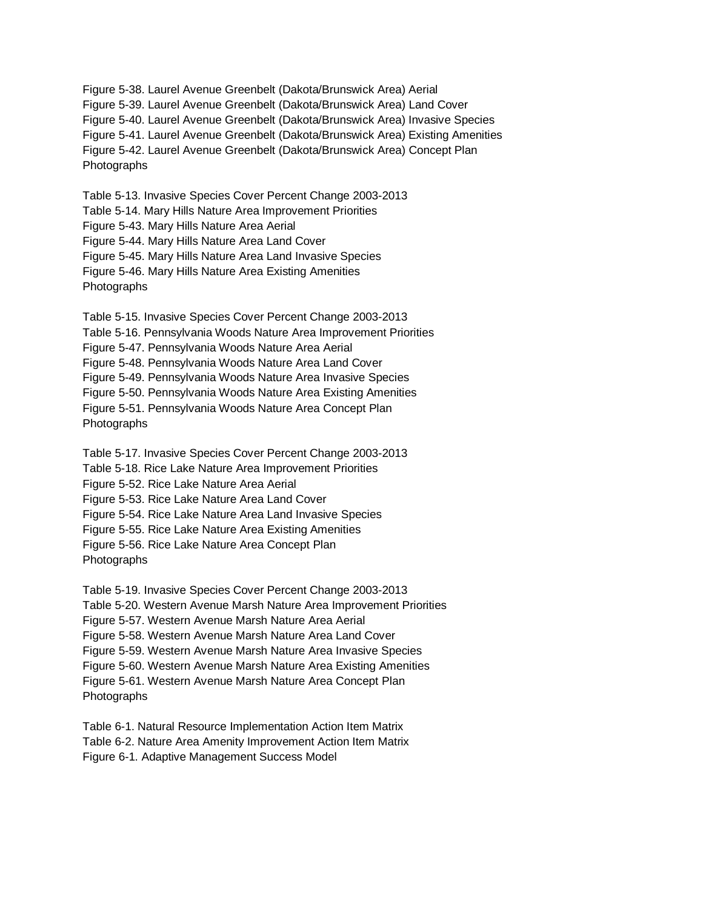Figure 5-38. Laurel Avenue Greenbelt (Dakota/Brunswick Area) Aerial
Figure 5-39. Laurel Avenue Greenbelt (Dakota/Brunswick Area) Land Cover
Figure 5-40. Laurel Avenue Greenbelt (Dakota/Brunswick Area) Invasive Species
Figure 5-41. Laurel Avenue Greenbelt (Dakota/Brunswick Area) Existing Amenities
Figure 5-42. Laurel Avenue Greenbelt (Dakota/Brunswick Area) Concept Plan
Photographs

Table 5-13. Invasive Species Cover Percent Change 2003-2013
Table 5-14. Mary Hills Nature Area Improvement Priorities
Figure 5-43. Mary Hills Nature Area Aerial
Figure 5-44. Mary Hills Nature Area Land Cover
Figure 5-45. Mary Hills Nature Area Land Invasive Species
Figure 5-46. Mary Hills Nature Area Existing Amenities
Photographs

Table 5-15. Invasive Species Cover Percent Change 2003-2013
Table 5-16. Pennsylvania Woods Nature Area Improvement Priorities
Figure 5-47. Pennsylvania Woods Nature Area Aerial
Figure 5-48. Pennsylvania Woods Nature Area Land Cover
Figure 5-49. Pennsylvania Woods Nature Area Invasive Species
Figure 5-50. Pennsylvania Woods Nature Area Existing Amenities
Figure 5-51. Pennsylvania Woods Nature Area Concept Plan
Photographs

Table 5-17. Invasive Species Cover Percent Change 2003-2013
Table 5-18. Rice Lake Nature Area Improvement Priorities
Figure 5-52. Rice Lake Nature Area Aerial
Figure 5-53. Rice Lake Nature Area Land Cover
Figure 5-54. Rice Lake Nature Area Land Invasive Species
Figure 5-55. Rice Lake Nature Area Existing Amenities
Figure 5-56. Rice Lake Nature Area Concept Plan
Photographs

Table 5-19. Invasive Species Cover Percent Change 2003-2013
Table 5-20. Western Avenue Marsh Nature Area Improvement Priorities
Figure 5-57. Western Avenue Marsh Nature Area Aerial
Figure 5-58. Western Avenue Marsh Nature Area Land Cover
Figure 5-59. Western Avenue Marsh Nature Area Invasive Species
Figure 5-60. Western Avenue Marsh Nature Area Existing Amenities
Figure 5-61. Western Avenue Marsh Nature Area Concept Plan
Photographs

Table 6-1. Natural Resource Implementation Action Item Matrix
Table 6-2. Nature Area Amenity Improvement Action Item Matrix
Figure 6-1. Adaptive Management Success Model